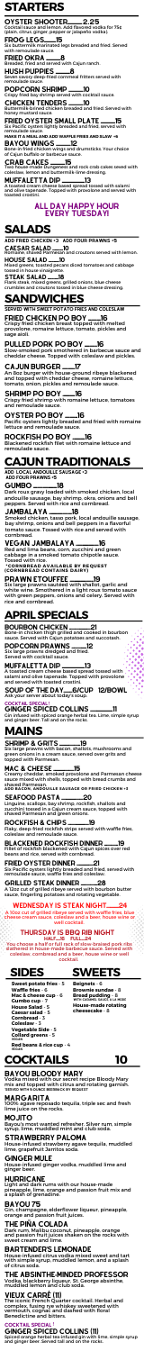# STARTERS

**OYSTER SHOOTER......2.25**
Cocktail sauce and lemon. Add flavored vodka for 75¢ (plain, citrus, ginger, pepper or jalapeño vodka)

**FROG LEGS......15**
Six buttermilk marinated legs breaded and fried. Served with remoulade sauce

**FRIED OKRA......8**
Breaded, fried and served with Cajun ranch

**HUSH PUPPIES......6**
Seven savory deep-fried cornmeal fritters served with remoulade sauce.

**POPCORN SHRIMP......10**
Crispy fried bay shrimp served with cocktail sauce.

**CHICKEN TENDERS......10**
Buttermilk-brined chicken breaded and fried. Served with honey mustard sauce.

**FRIED OYSTER SMALL PLATE......15**
Six Pacific oysters lightly breaded and fried, served with remoulade sauce.
ADD FRIES, ANDOUILLE AND SHRIMP FOR 8 ADD SALAD +6

**BAYOU WINGS......12**
Bone-in fried chicken wings and drumsticks. Your choice of Cajun buffalo or barbecue sauce.

**CRAB CAKES......15**
Two house-made Dungeness and rock crab cakes served with coleslaw, lemon and buttermilk-lime dressing.

**MUFFALETTA DIP......13**
A toasted cream cheese based spread tossed with salami and olive tapenade. Topped with provolone and served with toasted crostini.

**ALL DAY HAPPY HOUR EVERY TUESDAY!**

# SALADS

ADD FRIED CHICKEN +3 ADD FOUR PRAWNS +5

**CAESAR SALAD......10**
Romaine lettuce with parmesan and croutons served with lemon.

**HOUSE SALAD......10**
Mixed greens, toasted pecans diced tomatoes and cabbage tossed in house vinaigrette.

**STEAK SALAD......18**
Flank steak, mixed greens, grilled onions, blue cheese crumbles and croutons tossed in blue cheese dressing.

# SANDWICHES

SERVED WITH SWEET POTATO FRIES AND COLESLAW

**FRIED CHICKEN PO BOY......16**
Crispy fried chicken breast topped with melted provolone, romaine lettuce, tomato, pickles and sage aioli.

**PULLED PORK PO BOY......16**
Slow-smoked pork smothered in barbecue sauce and cheddar cheese. Topped with coleslaw and pickles.

**CAJUN BURGER......17**
An 8oz burger with house ground ribeye blackened and topped with cheddar cheese, romaine lettuce, tomato, onion, pickles and remoulade sauce.

**SHRIMP PO BOY......16**
Crispy fried shrimp with romaine lettuce, tomatoes and remoulade sauce.

**OYSTER PO BOY......16**
Pacific oysters lightly breaded and fried with romaine lettuce and remoulade sauce.

**ROCKFISH PO BOY......16**
Blackened rockfish filet with romaine lettuce and remoulade sauce.

# CAJUN TRADITIONALS

ADD LOCAL ANDOUILLE SAUSAGE +3 ADD FOUR PRAWNS +5

**GUMBO......18**
Dark roux gravy loaded with smoked chicken, local andouille sausage, bay shrimp, okra, onions and bell peppers. Served with rice and cornbread.

**JAMBALAYA......18**
Smoked chicken, tasso pork, local andouille sausage, bay shrimp, onions and bell peppers in a flavorful tomato sauce. Tossed with rice and served with cornbread.

**VEGAN JAMBALAYA......16**
Red and lima beans, corn, zucchini and green cabbage in a smoked tomato chipotle sauce. Tossed with rice.
VEGAN CORNBREAD AVAILABLE BY REQUEST (CORNBREAD CONTAINS DAIRY)

**PRAWN ETOUFFEE......19**
Six large prawns sautéed with shallot, garlic and white wine. Smothered in a light roux tomato sauce with green peppers, onions and celery. Served with rice and cornbread.

# APRIL SPECIALS

**BOURBON CHICKEN......21**
Bone-in chicken thigh grilled and cooked in bourbon sauce. Served with Cajun potatoes and succotash.

**POPCORN PRAWNS......12**
Six large prawns dredged and fried. Served with cocktail sauce.

**MUFFALETTA DIP......13**
A toasted cream cheese based spread tossed with salami and olive tapenade. Topped with provolone and served with toasted crostini.

**SOUP OF THE DAY......6/CUP 12/BOWL**
Ask your server about today's soup.

COCKTAIL SPECIAL!
**GINGER SPICED COLLINS......11**
Gin infused with spiced orange herbal tea. Lime, simple syrup and ginger beer. Tall and on the rocks.

# MAINS

**SHRIMP & GRITS......19**
Six large prawns with bacon, shallots, mushrooms and green onions in a cream sauce, served over grits and topped with parmesan.

**MAC & CHEESE......15**
Creamy cheddar, smoked provolone and Parmesan cheese sauce mixed with shells, topped with bread crumbs and shaved Parmesan.
ADD BACON, ANDOUILLE SAUSAGE OR FRIED CHICKEN +3

**SEAFOOD PASTA......20**
Linguine, scallops, bay shrimp, rockfish, shallots and zucchini tossed in a Cajun cream sauce, topped with shaved Parmesan and green onions.

**ROCKFISH & CHIPS......19**
Flaky, deep-fried rockfish strips served with waffle fries, coleslaw and remoulade sauce.

**BLACKENED ROCKFISH DINNER......19**
Fillet of rockfish blackened with Cajun spices over red beans and rice, served with cornbread.

**FRIED OYSTER DINNER......21**
Six Pacific oysters lightly breaded and fried, served with remoulade sauce, waffle fries and coleslaw.

**GRILLED STEAK DINNER......28**
A 12oz cut of grilled ribeye served with bourbon butter sauce, fingerling potatoes and rotating vegetable.

**WEDNESDAY IS STEAK NIGHT......24**
A 12oz cut of grilled ribeye served with waffle fries, blue cheese cream sauce, coleslaw and a beer, house wine or well cocktail.

**THURSDAY IS BBQ RIB NIGHT**
**HALF......15 FULL......24**
You choose a half or full rack of slow-braised pork ribs slathered in house-made barbecue sauce. Served with coleslaw, cornbread and a beer, house wine or well cocktail.

# SIDES

- **Sweet potato fries** - 5
- **Waffle fries** - 5
- **Mac & cheese cup** - 6
- **Gumbo cup** - 7
- **House Salad** - 5
- **Caesar salad** - 5
- **Cornbread** - 3
- **Coleslaw** - 3
- **Vegetable Side** - 5
- **Collard greens** - 5 VEGAN
- **Red beans & rice cup** - 4 VEGAN

# SWEETS

- **Beignets** - 6
- **Brownie sundae** - 8
- **Bread pudding** - 8 WITH CARAMEL SAUCE & LA MODE
- **House-made rotating cheesecake** - 8

# COCKTAILS......10

**BAYOU BLOODY MARY**
Vodka mixed with our secret recipe Bloody Mary mix and topped with citrus and rotating garnish.
SERVED WITH A SPICY BEER BACK BY REQUEST

**MARGARITA**
100% agave reposado tequila, triple sec and fresh lime juice on the rocks.

**MOJITO**
Bayou's mint washed refresher. Silver rum, simple syrup, lime, muddled mint and club soda.

**STRAWBERRY PALOMA**
House-infused strawberry agave tequila, muddled lime, grapefruit Jarritos soda.

**GINGER MULE**
House-infused ginger vodka, muddled lime and ginger beer.

**HURRICANE**
Light and dark rums with our house-made pineapple, lime, orange and passion fruit mix and a splash of grenadine.

**BAYOU 75**
Gin, champagne, elderflower liqueur, pineapple, orange and passion fruit juices.

**THE PINA COLADA**
Dark rum, Malibu coconut, pineapple, orange and passion fruit juices shaken on the rocks with sweet cream and lime.

**BARTENDER'S LEMONADE**
House-infused citrus vodka mixed sweet and tart with simple syrup, muddled lemon, and a splash of citrus soda.

**THE ABSINTHE-MINDED PROFESSOR**
Vodka, blackberry liqueur, St. George absinthe, simple syrup, lemon and club soda.

**VIEUX CARRÉ (11)**
The iconic French Quarter cocktail. Herbal and complex, having rye whiskey sweetened with vermouth, cognac and dashed with floral Benedictine and bitters.

COCKTAIL SPECIAL!
**GINGER SPICED COLLINS (11)**
Spiced orange herbal tea infused gin with lime, simple syrup and ginger beer. Served tall and on the rocks.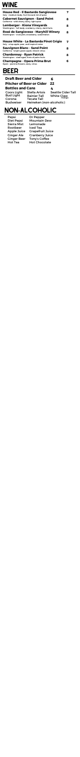# WINE

**House Red - Il Bastardo Sangiovese** 7
Italy - medium body, fruit forward, bit of spice

**Cabernet Sauvignon - Sand Point** 8
California - wild cherry, berry, light spice

**Lemberger - Kiona Vineyards** 8
Washington - full body, cranberry, cherry, dark fruits

**Rosé de Sangiovese - Maryhill Winery** 8
Washington - vivid pink, strawberry, watermelon

**House White - La Bastarda Pinot Grigio** 7
Italy - crisp apple, pear, and tropical notes

**Sauvignon Blanc - Sand Point** 8
California - bright green apple, vibrant citrus

**Chardonnay - Ryan Patrick** 8
Washington - steel aged, hints of pale fruits

**Champagne - Opera Prima Brut** 6
Spain - jasmine flowers, zesty, citrus

# BEER

**Draft Beer and Cider** 6

**Pitcher of Beer or Cider** 22

**Bottles and Cans** 4

| | | |
|---|---|---|
| Coors Light | Stella Artois | Seattle Cider Tall |
| Bud Light | Rainier Tall | White Claw (mango) |
| Corona | Tecate Tall | |
| Budweiser | Heineken (non-alcoholic) | |

# NON-ALCOHOLIC

| | |
|---|---|
| Pepsi | Dr Pepper |
| Diet Pepsi | Mountain Dew |
| Sierra Mist | Lemonade |
| Rootbeer | Iced Tea |
| Apple Juice | Grapefruit Juice |
| Ginger Ale | Cranberry Juice |
| Ginger Beer | Tony's Coffee |
| Hot Tea | Hot Chocolate |